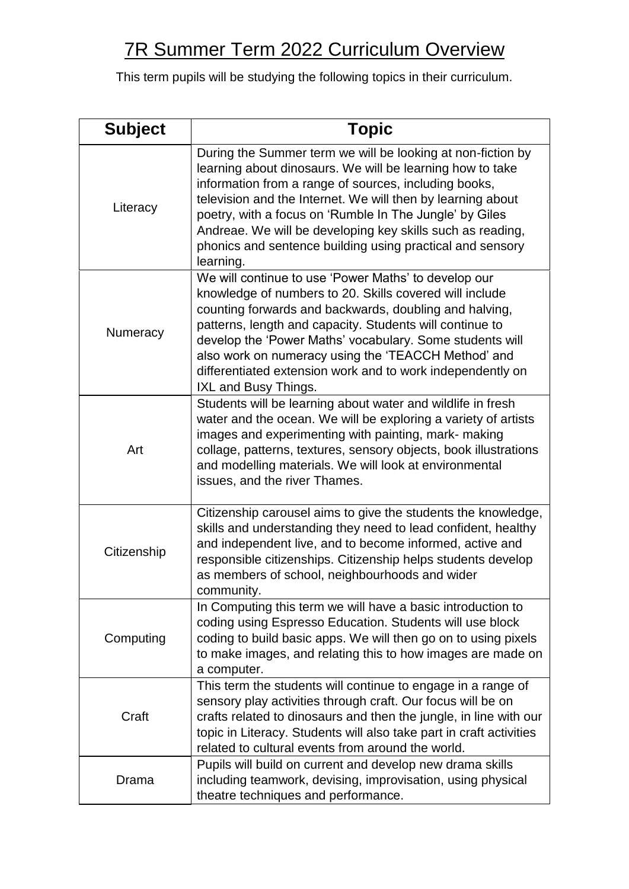# 7R Summer Term 2022 Curriculum Overview

This term pupils will be studying the following topics in their curriculum.

| Subject | Topic |
| --- | --- |
| Literacy | During the Summer term we will be looking at non-fiction by learning about dinosaurs. We will be learning how to take information from a range of sources, including books, television and the Internet. We will then by learning about poetry, with a focus on 'Rumble In The Jungle' by Giles Andreae. We will be developing key skills such as reading, phonics and sentence building using practical and sensory learning. |
| Numeracy | We will continue to use 'Power Maths' to develop our knowledge of numbers to 20. Skills covered will include counting forwards and backwards, doubling and halving, patterns, length and capacity. Students will continue to develop the 'Power Maths' vocabulary. Some students will also work on numeracy using the 'TEACCH Method' and differentiated extension work and to work independently on IXL and Busy Things. |
| Art | Students will be learning about water and wildlife in fresh water and the ocean. We will be exploring a variety of artists images and experimenting with painting, mark- making collage, patterns, textures, sensory objects, book illustrations and modelling materials. We will look at environmental issues, and the river Thames. |
| Citizenship | Citizenship carousel aims to give the students the knowledge, skills and understanding they need to lead confident, healthy and independent live, and to become informed, active and responsible citizenships. Citizenship helps students develop as members of school, neighbourhoods and wider community. |
| Computing | In Computing this term we will have a basic introduction to coding using Espresso Education. Students will use block coding to build basic apps. We will then go on to using pixels to make images, and relating this to how images are made on a computer. |
| Craft | This term the students will continue to engage in a range of sensory play activities through craft. Our focus will be on crafts related to dinosaurs and then the jungle, in line with our topic in Literacy. Students will also take part in craft activities related to cultural events from around the world. |
| Drama | Pupils will build on current and develop new drama skills including teamwork, devising, improvisation, using physical theatre techniques and performance. |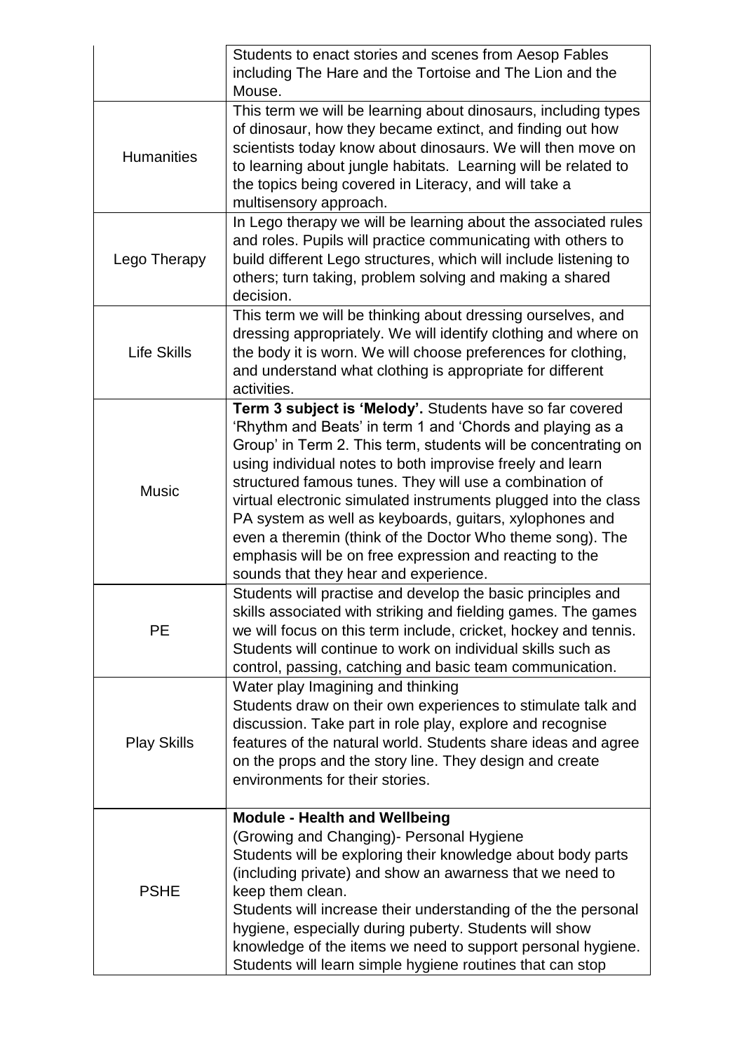| | |
|---|---|
| | Students to enact stories and scenes from Aesop Fables including The Hare and the Tortoise and The Lion and the Mouse. |
| Humanities | This term we will be learning about dinosaurs, including types of dinosaur, how they became extinct, and finding out how scientists today know about dinosaurs. We will then move on to learning about jungle habitats. Learning will be related to the topics being covered in Literacy, and will take a multisensory approach. |
| Lego Therapy | In Lego therapy we will be learning about the associated rules and roles. Pupils will practice communicating with others to build different Lego structures, which will include listening to others; turn taking, problem solving and making a shared decision. |
| Life Skills | This term we will be thinking about dressing ourselves, and dressing appropriately. We will identify clothing and where on the body it is worn. We will choose preferences for clothing, and understand what clothing is appropriate for different activities. |
| Music | **Term 3 subject is 'Melody'.** Students have so far covered 'Rhythm and Beats' in term 1 and 'Chords and playing as a Group' in Term 2. This term, students will be concentrating on using individual notes to both improvise freely and learn structured famous tunes. They will use a combination of virtual electronic simulated instruments plugged into the class PA system as well as keyboards, guitars, xylophones and even a theremin (think of the Doctor Who theme song). The emphasis will be on free expression and reacting to the sounds that they hear and experience. |
| PE | Students will practise and develop the basic principles and skills associated with striking and fielding games. The games we will focus on this term include, cricket, hockey and tennis. Students will continue to work on individual skills such as control, passing, catching and basic team communication. |
| Play Skills | Water play Imagining and thinking<br>Students draw on their own experiences to stimulate talk and discussion. Take part in role play, explore and recognise features of the natural world. Students share ideas and agree on the props and the story line. They design and create environments for their stories. |
| PSHE | **Module - Health and Wellbeing**<br>(Growing and Changing)- Personal Hygiene<br>Students will be exploring their knowledge about body parts (including private) and show an awarness that we need to keep them clean.<br>Students will increase their understanding of the the personal hygiene, especially during puberty. Students will show knowledge of the items we need to support personal hygiene. Students will learn simple hygiene routines that can stop |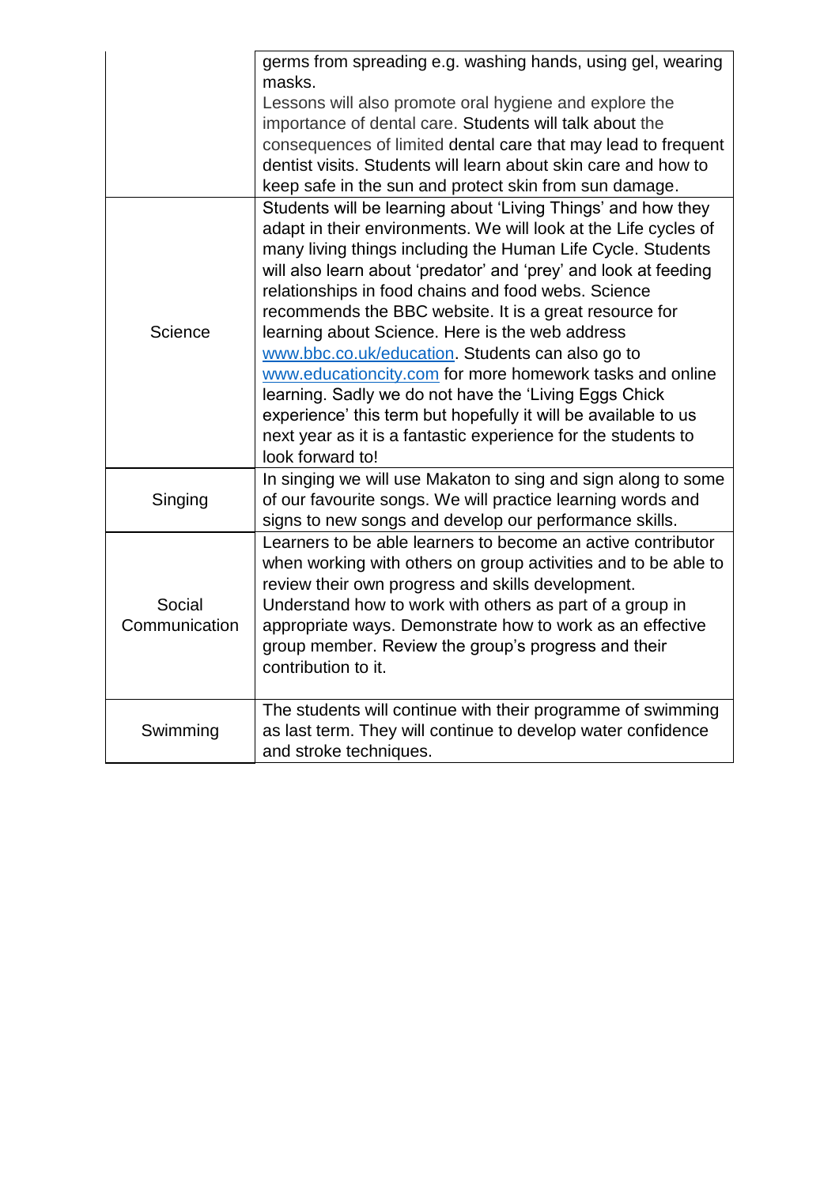| | |
|---|---|
| | germs from spreading e.g. washing hands, using gel, wearing masks. Lessons will also promote oral hygiene and explore the importance of dental care. Students will talk about the consequences of limited dental care that may lead to frequent dentist visits. Students will learn about skin care and how to keep safe in the sun and protect skin from sun damage. |
| Science | Students will be learning about 'Living Things' and how they adapt in their environments. We will look at the Life cycles of many living things including the Human Life Cycle. Students will also learn about 'predator' and 'prey' and look at feeding relationships in food chains and food webs. Science recommends the BBC website. It is a great resource for learning about Science. Here is the web address www.bbc.co.uk/education. Students can also go to www.educationcity.com for more homework tasks and online learning. Sadly we do not have the 'Living Eggs Chick experience' this term but hopefully it will be available to us next year as it is a fantastic experience for the students to look forward to! |
| Singing | In singing we will use Makaton to sing and sign along to some of our favourite songs. We will practice learning words and signs to new songs and develop our performance skills. |
| Social Communication | Learners to be able learners to become an active contributor when working with others on group activities and to be able to review their own progress and skills development. Understand how to work with others as part of a group in appropriate ways. Demonstrate how to work as an effective group member. Review the group's progress and their contribution to it. |
| Swimming | The students will continue with their programme of swimming as last term. They will continue to develop water confidence and stroke techniques. |